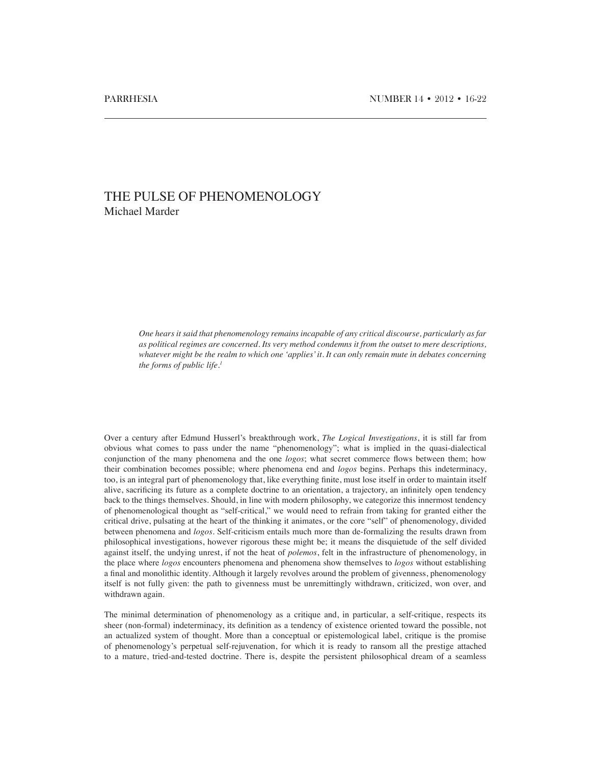# THE PUSE OF PHENOMENOLOGY

Michael Marder

> *One hears it said that phenomenology remains incapable of any critical discourse, particularly as far as political regimes are concerned. Its very method condemns it from the outset to mere descriptions, whatever might be the realm to which one 'applies' it. It can only remain mute in debates concerning the forms of public life.*[1]

Over a century after Edmund Husserl's breakthrough work, *The Logical Investigations*, it is still far from obvious what comes to pass under the name "phenomenology"; what is implied in the quasi-dialectical conjunction of the many phenomena and the one *logos*; what secret commerce flows between them; how their combination becomes possible; where phenomena end and *logos* begins. Perhaps this indeterminacy, too, is an integral part of phenomenology that, like everything finite, must lose itself in order to maintain itself alive, sacrificing its future as a complete doctrine to an orientation, a trajectory, an infinitely open tendency back to the things themselves. Should, in line with modern philosophy, we categorize this innermost tendency of phenomenological thought as "self-critical," we would need to refrain from taking for granted either the critical drive, pulsating at the heart of the thinking it animates, or the core "self" of phenomenology, divided between phenomena and *logos*. Self-criticism entails much more than de-formalizing the results drawn from philosophical investigations, however rigorous these might be; it means the disquietude of the self divided against itself, the undying unrest, if not the heat of *polemos*, felt in the infrastructure of phenomenology, in the place where *logos* encounters phenomena and phenomena show themselves to *logos* without establishing a final and monolithic identity. Although it largely revolves around the problem of givenness, phenomenology itself is not fully given: the path to givenness must be unremittingly withdrawn, criticized, won over, and withdrawn again.

The minimal determination of phenomenology as a critique and, in particular, a self-critique, respects its sheer (non-formal) indeterminacy, its definition as a tendency of existence oriented toward the possible, not an actualized system of thought. More than a conceptual or epistemological label, critique is the promise of phenomenology's perpetual self-rejuvenation, for which it is ready to ransom all the prestige attached to a mature, tried-and-tested doctrine. There is, despite the persistent philosophical dream of a seamless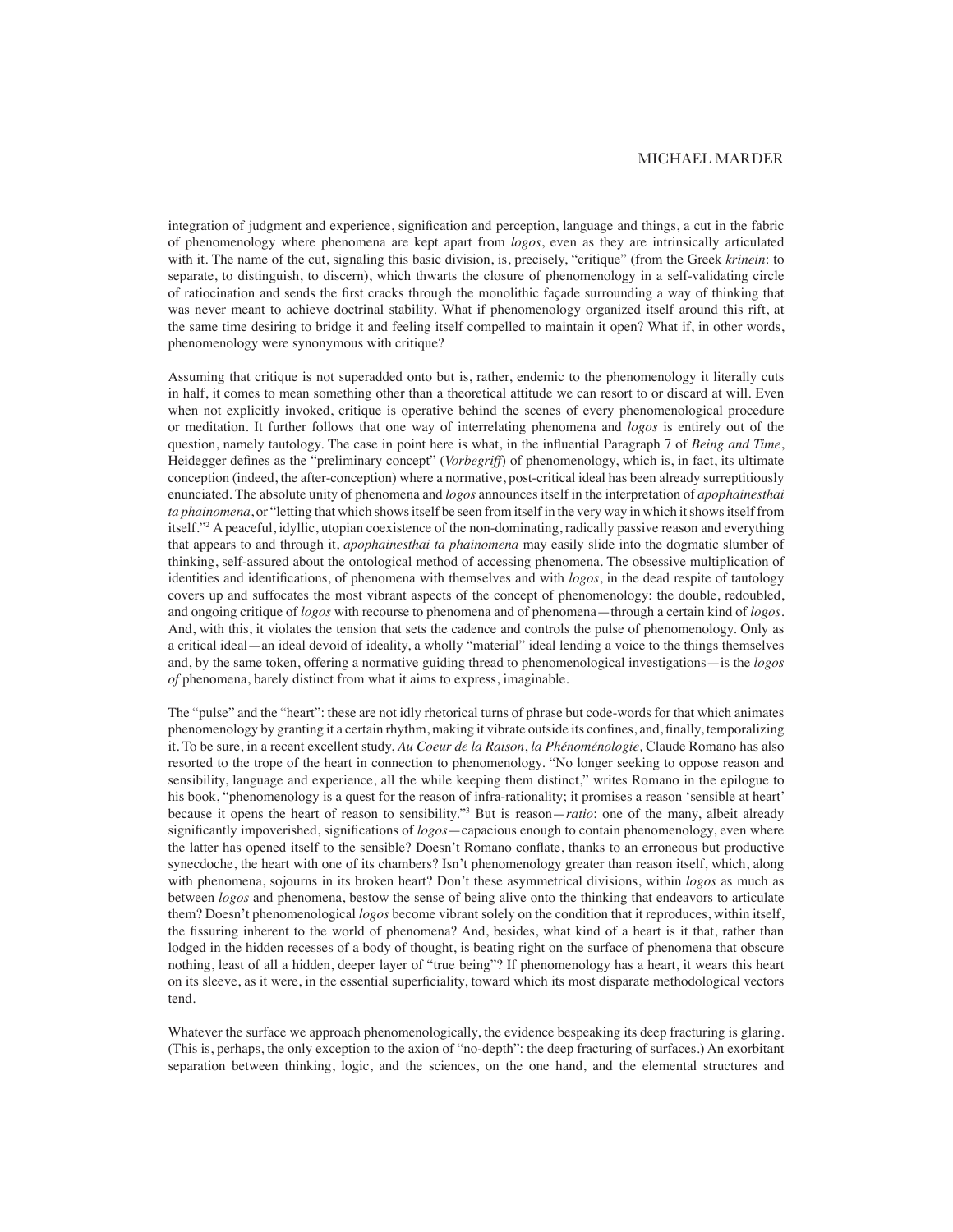integration of judgment and experience, signification and perception, language and things, a cut in the fabric of phenomenology where phenomena are kept apart from *logos*, even as they are intrinsically articulated with it. The name of the cut, signaling this basic division, is, precisely, "critique" (from the Greek *krinein*: to separate, to distinguish, to discern), which thwarts the closure of phenomenology in a self-validating circle of ratiocination and sends the first cracks through the monolithic façade surrounding a way of thinking that was never meant to achieve doctrinal stability. What if phenomenology organized itself around this rift, at the same time desiring to bridge it and feeling itself compelled to maintain it open? What if, in other words, phenomenology were synonymous with critique?

Assuming that critique is not superadded onto but is, rather, endemic to the phenomenology it literally cuts in half, it comes to mean something other than a theoretical attitude we can resort to or discard at will. Even when not explicitly invoked, critique is operative behind the scenes of every phenomenological procedure or meditation. It further follows that one way of interrelating phenomena and *logos* is entirely out of the question, namely tautology. The case in point here is what, in the influential Paragraph 7 of *Being and Time*, Heidegger defines as the "preliminary concept" (*Vorbegriff*) of phenomenology, which is, in fact, its ultimate conception (indeed, the after-conception) where a normative, post-critical ideal has been already surreptitiously enunciated. The absolute unity of phenomena and *logos* announces itself in the interpretation of *apophainesthai ta phainomena*, or "letting that which shows itself be seen from itself in the very way in which it shows itself from itself."[2] A peaceful, idyllic, utopian coexistence of the non-dominating, radically passive reason and everything that appears to and through it, *apophainesthai ta phainomena* may easily slide into the dogmatic slumber of thinking, self-assured about the ontological method of accessing phenomena. The obsessive multiplication of identities and identifications, of phenomena with themselves and with *logos*, in the dead respite of tautology covers up and suffocates the most vibrant aspects of the concept of phenomenology: the double, redoubled, and ongoing critique of *logos* with recourse to phenomena and of phenomena—through a certain kind of *logos*. And, with this, it violates the tension that sets the cadence and controls the pulse of phenomenology. Only as a critical ideal—an ideal devoid of ideality, a wholly "material" ideal lending a voice to the things themselves and, by the same token, offering a normative guiding thread to phenomenological investigations—is the *logos of* phenomena, barely distinct from what it aims to express, imaginable.

The "pulse" and the "heart": these are not idly rhetorical turns of phrase but code-words for that which animates phenomenology by granting it a certain rhythm, making it vibrate outside its confines, and, finally, temporalizing it. To be sure, in a recent excellent study, *Au Coeur de la Raison, la Phénoménologie,* Claude Romano has also resorted to the trope of the heart in connection to phenomenology. "No longer seeking to oppose reason and sensibility, language and experience, all the while keeping them distinct," writes Romano in the epilogue to his book, "phenomenology is a quest for the reason of infra-rationality; it promises a reason 'sensible at heart' because it opens the heart of reason to sensibility."[3] But is reason—*ratio*: one of the many, albeit already significantly impoverished, significations of *logos*—capacious enough to contain phenomenology, even where the latter has opened itself to the sensible? Doesn't Romano conflate, thanks to an erroneous but productive synecdoche, the heart with one of its chambers? Isn't phenomenology greater than reason itself, which, along with phenomena, sojourns in its broken heart? Don't these asymmetrical divisions, within *logos* as much as between *logos* and phenomena, bestow the sense of being alive onto the thinking that endeavors to articulate them? Doesn't phenomenological *logos* become vibrant solely on the condition that it reproduces, within itself, the fissuring inherent to the world of phenomena? And, besides, what kind of a heart is it that, rather than lodged in the hidden recesses of a body of thought, is beating right on the surface of phenomena that obscure nothing, least of all a hidden, deeper layer of "true being"? If phenomenology has a heart, it wears this heart on its sleeve, as it were, in the essential superficiality, toward which its most disparate methodological vectors tend.

Whatever the surface we approach phenomenologically, the evidence bespeaking its deep fracturing is glaring. (This is, perhaps, the only exception to the axion of "no-depth": the deep fracturing of surfaces.) An exorbitant separation between thinking, logic, and the sciences, on the one hand, and the elemental structures and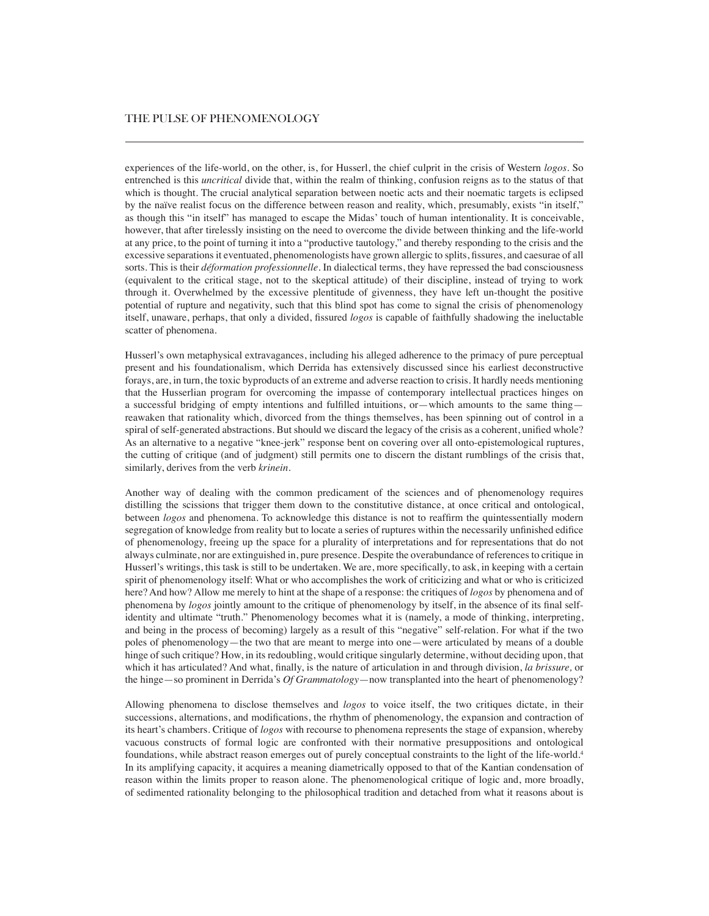experiences of the life-world, on the other, is, for Husserl, the chief culprit in the crisis of Western *logos*. So entrenched is this *uncritical* divide that, within the realm of thinking, confusion reigns as to the status of that which is thought. The crucial analytical separation between noetic acts and their noematic targets is eclipsed by the naïve realist focus on the difference between reason and reality, which, presumably, exists "in itself," as though this "in itself" has managed to escape the Midas' touch of human intentionality. It is conceivable, however, that after tirelessly insisting on the need to overcome the divide between thinking and the life-world at any price, to the point of turning it into a "productive tautology," and thereby responding to the crisis and the excessive separations it eventuated, phenomenologists have grown allergic to splits, fissures, and caesurae of all sorts. This is their *déformation professionnelle*. In dialectical terms, they have repressed the bad consciousness (equivalent to the critical stage, not to the skeptical attitude) of their discipline, instead of trying to work through it. Overwhelmed by the excessive plentitude of givenness, they have left un-thought the positive potential of rupture and negativity, such that this blind spot has come to signal the crisis of phenomenology itself, unaware, perhaps, that only a divided, fissured *logos* is capable of faithfully shadowing the ineluctable scatter of phenomena.

Husserl's own metaphysical extravagances, including his alleged adherence to the primacy of pure perceptual present and his foundationalism, which Derrida has extensively discussed since his earliest deconstructive forays, are, in turn, the toxic byproducts of an extreme and adverse reaction to crisis. It hardly needs mentioning that the Husserlian program for overcoming the impasse of contemporary intellectual practices hinges on a successful bridging of empty intentions and fulfilled intuitions, or—which amounts to the same thing—reawaken that rationality which, divorced from the things themselves, has been spinning out of control in a spiral of self-generated abstractions. But should we discard the legacy of the crisis as a coherent, unified whole? As an alternative to a negative "knee-jerk" response bent on covering over all onto-epistemological ruptures, the cutting of critique (and of judgment) still permits one to discern the distant rumblings of the crisis that, similarly, derives from the verb *krinein*.

Another way of dealing with the common predicament of the sciences and of phenomenology requires distilling the scissions that trigger them down to the constitutive distance, at once critical and ontological, between *logos* and phenomena. To acknowledge this distance is not to reaffirm the quintessentially modern segregation of knowledge from reality but to locate a series of ruptures within the necessarily unfinished edifice of phenomenology, freeing up the space for a plurality of interpretations and for representations that do not always culminate, nor are extinguished in, pure presence. Despite the overabundance of references to critique in Husserl's writings, this task is still to be undertaken. We are, more specifically, to ask, in keeping with a certain spirit of phenomenology itself: What or who accomplishes the work of criticizing and what or who is criticized here? And how? Allow me merely to hint at the shape of a response: the critiques of *logos* by phenomena and of phenomena by *logos* jointly amount to the critique of phenomenology by itself, in the absence of its final self-identity and ultimate "truth." Phenomenology becomes what it is (namely, a mode of thinking, interpreting, and being in the process of becoming) largely as a result of this "negative" self-relation. For what if the two poles of phenomenology—the two that are meant to merge into one—were articulated by means of a double hinge of such critique? How, in its redoubling, would critique singularly determine, without deciding upon, that which it has articulated? And what, finally, is the nature of articulation in and through division, *la brissure,* or the hinge—so prominent in Derrida's *Of Grammatology*—now transplanted into the heart of phenomenology?

Allowing phenomena to disclose themselves and *logos* to voice itself, the two critiques dictate, in their successions, alternations, and modifications, the rhythm of phenomenology, the expansion and contraction of its heart's chambers. Critique of *logos* with recourse to phenomena represents the stage of expansion, whereby vacuous constructs of formal logic are confronted with their normative presuppositions and ontological foundations, while abstract reason emerges out of purely conceptual constraints to the light of the life-world.[4] In its amplifying capacity, it acquires a meaning diametrically opposed to that of the Kantian condensation of reason within the limits proper to reason alone. The phenomenological critique of logic and, more broadly, of sedimented rationality belonging to the philosophical tradition and detached from what it reasons about is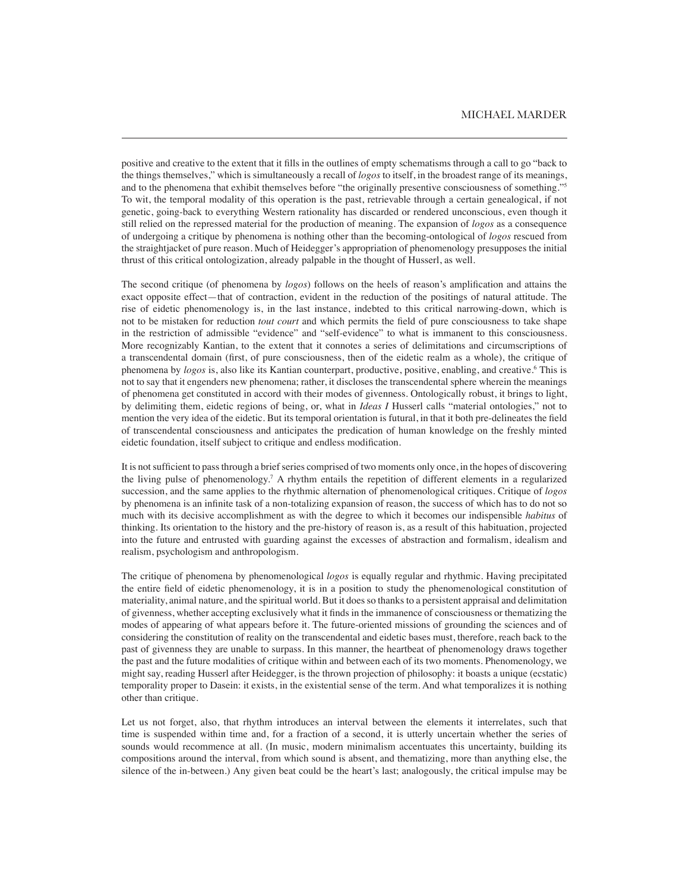positive and creative to the extent that it fills in the outlines of empty schematisms through a call to go "back to the things themselves," which is simultaneously a recall of *logos* to itself, in the broadest range of its meanings, and to the phenomena that exhibit themselves before "the originally presentive consciousness of something."[5] To wit, the temporal modality of this operation is the past, retrievable through a certain genealogical, if not genetic, going-back to everything Western rationality has discarded or rendered unconscious, even though it still relied on the repressed material for the production of meaning. The expansion of *logos* as a consequence of undergoing a critique by phenomena is nothing other than the becoming-ontological of *logos* rescued from the straightjacket of pure reason. Much of Heidegger's appropriation of phenomenology presupposes the initial thrust of this critical ontologization, already palpable in the thought of Husserl, as well.

The second critique (of phenomena by *logos*) follows on the heels of reason's amplification and attains the exact opposite effect—that of contraction, evident in the reduction of the positings of natural attitude. The rise of eidetic phenomenology is, in the last instance, indebted to this critical narrowing-down, which is not to be mistaken for reduction *tout court* and which permits the field of pure consciousness to take shape in the restriction of admissible "evidence" and "self-evidence" to what is immanent to this consciousness. More recognizably Kantian, to the extent that it connotes a series of delimitations and circumscriptions of a transcendental domain (first, of pure consciousness, then of the eidetic realm as a whole), the critique of phenomena by *logos* is, also like its Kantian counterpart, productive, positive, enabling, and creative.[6] This is not to say that it engenders new phenomena; rather, it discloses the transcendental sphere wherein the meanings of phenomena get constituted in accord with their modes of givenness. Ontologically robust, it brings to light, by delimiting them, eidetic regions of being, or, what in *Ideas I* Husserl calls "material ontologies," not to mention the very idea of the eidetic. But its temporal orientation is futural, in that it both pre-delineates the field of transcendental consciousness and anticipates the predication of human knowledge on the freshly minted eidetic foundation, itself subject to critique and endless modification.

It is not sufficient to pass through a brief series comprised of two moments only once, in the hopes of discovering the living pulse of phenomenology.[7] A rhythm entails the repetition of different elements in a regularized succession, and the same applies to the rhythmic alternation of phenomenological critiques. Critique of *logos* by phenomena is an infinite task of a non-totalizing expansion of reason, the success of which has to do not so much with its decisive accomplishment as with the degree to which it becomes our indispensible *habitus* of thinking. Its orientation to the history and the pre-history of reason is, as a result of this habituation, projected into the future and entrusted with guarding against the excesses of abstraction and formalism, idealism and realism, psychologism and anthropologism.

The critique of phenomena by phenomenological *logos* is equally regular and rhythmic. Having precipitated the entire field of eidetic phenomenology, it is in a position to study the phenomenological constitution of materiality, animal nature, and the spiritual world. But it does so thanks to a persistent appraisal and delimitation of givenness, whether accepting exclusively what it finds in the immanence of consciousness or thematizing the modes of appearing of what appears before it. The future-oriented missions of grounding the sciences and of considering the constitution of reality on the transcendental and eidetic bases must, therefore, reach back to the past of givenness they are unable to surpass. In this manner, the heartbeat of phenomenology draws together the past and the future modalities of critique within and between each of its two moments. Phenomenology, we might say, reading Husserl after Heidegger, is the thrown projection of philosophy: it boasts a unique (ecstatic) temporality proper to Dasein: it exists, in the existential sense of the term. And what temporalizes it is nothing other than critique.

Let us not forget, also, that rhythm introduces an interval between the elements it interrelates, such that time is suspended within time and, for a fraction of a second, it is utterly uncertain whether the series of sounds would recommence at all. (In music, modern minimalism accentuates this uncertainty, building its compositions around the interval, from which sound is absent, and thematizing, more than anything else, the silence of the in-between.) Any given beat could be the heart's last; analogously, the critical impulse may be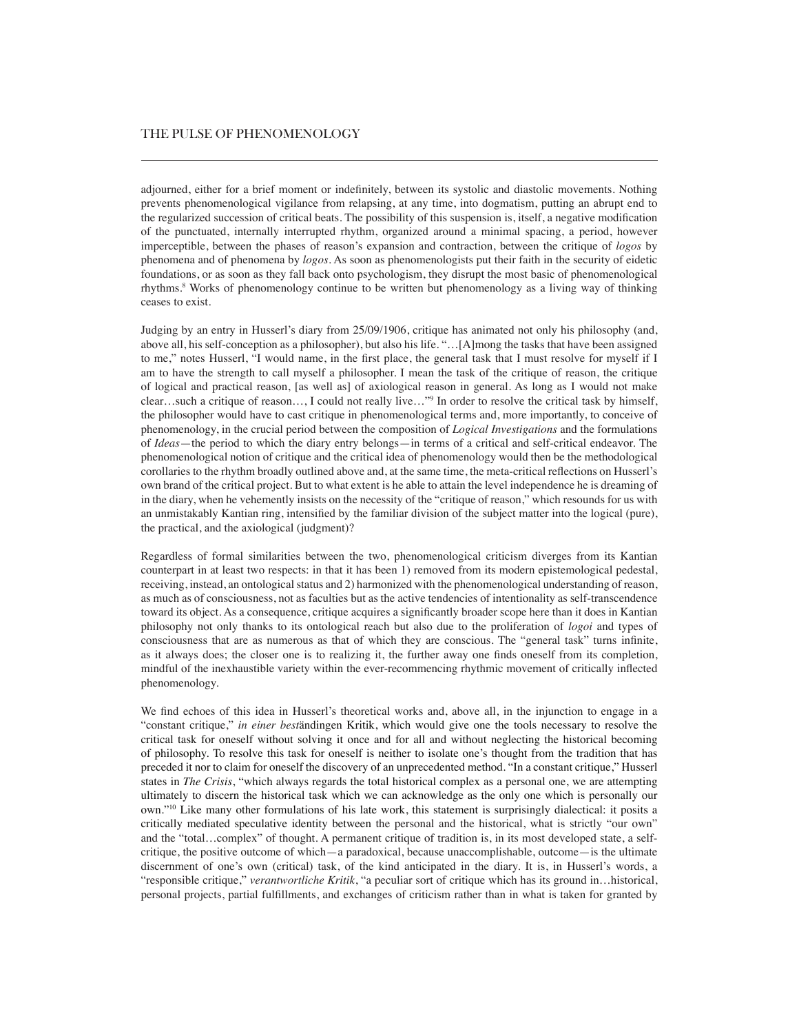adjourned, either for a brief moment or indefinitely, between its systolic and diastolic movements. Nothing prevents phenomenological vigilance from relapsing, at any time, into dogmatism, putting an abrupt end to the regularized succession of critical beats. The possibility of this suspension is, itself, a negative modification of the punctuated, internally interrupted rhythm, organized around a minimal spacing, a period, however imperceptible, between the phases of reason's expansion and contraction, between the critique of *logos* by phenomena and of phenomena by *logos*. As soon as phenomenologists put their faith in the security of eidetic foundations, or as soon as they fall back onto psychologism, they disrupt the most basic of phenomenological rhythms.[8] Works of phenomenology continue to be written but phenomenology as a living way of thinking ceases to exist.

Judging by an entry in Husserl's diary from 25/09/1906, critique has animated not only his philosophy (and, above all, his self-conception as a philosopher), but also his life. "…[A]mong the tasks that have been assigned to me," notes Husserl, "I would name, in the first place, the general task that I must resolve for myself if I am to have the strength to call myself a philosopher. I mean the task of the critique of reason, the critique of logical and practical reason, [as well as] of axiological reason in general. As long as I would not make clear…such a critique of reason…, I could not really live…"[9] In order to resolve the critical task by himself, the philosopher would have to cast critique in phenomenological terms and, more importantly, to conceive of phenomenology, in the crucial period between the composition of *Logical Investigations* and the formulations of *Ideas*—the period to which the diary entry belongs—in terms of a critical and self-critical endeavor. The phenomenological notion of critique and the critical idea of phenomenology would then be the methodological corollaries to the rhythm broadly outlined above and, at the same time, the meta-critical reflections on Husserl's own brand of the critical project. But to what extent is he able to attain the level independence he is dreaming of in the diary, when he vehemently insists on the necessity of the "critique of reason," which resounds for us with an unmistakably Kantian ring, intensified by the familiar division of the subject matter into the logical (pure), the practical, and the axiological (judgment)?

Regardless of formal similarities between the two, phenomenological criticism diverges from its Kantian counterpart in at least two respects: in that it has been 1) removed from its modern epistemological pedestal, receiving, instead, an ontological status and 2) harmonized with the phenomenological understanding of reason, as much as of consciousness, not as faculties but as the active tendencies of intentionality as self-transcendence toward its object. As a consequence, critique acquires a significantly broader scope here than it does in Kantian philosophy not only thanks to its ontological reach but also due to the proliferation of *logoi* and types of consciousness that are as numerous as that of which they are conscious. The "general task" turns infinite, as it always does; the closer one is to realizing it, the further away one finds oneself from its completion, mindful of the inexhaustible variety within the ever-recommencing rhythmic movement of critically inflected phenomenology.

We find echoes of this idea in Husserl's theoretical works and, above all, in the injunction to engage in a "constant critique," *in einer beständingen Kritik*, which would give one the tools necessary to resolve the critical task for oneself without solving it once and for all and without neglecting the historical becoming of philosophy. To resolve this task for oneself is neither to isolate one's thought from the tradition that has preceded it nor to claim for oneself the discovery of an unprecedented method. "In a constant critique," Husserl states in *The Crisis*, "which always regards the total historical complex as a personal one, we are attempting ultimately to discern the historical task which we can acknowledge as the only one which is personally our own."[10] Like many other formulations of his late work, this statement is surprisingly dialectical: it posits a critically mediated speculative identity between the personal and the historical, what is strictly "our own" and the "total…complex" of thought. A permanent critique of tradition is, in its most developed state, a self-critique, the positive outcome of which—a paradoxical, because unaccomplishable, outcome—is the ultimate discernment of one's own (critical) task, of the kind anticipated in the diary. It is, in Husserl's words, a "responsible critique," *verantwortliche Kritik*, "a peculiar sort of critique which has its ground in…historical, personal projects, partial fulfillments, and exchanges of criticism rather than in what is taken for granted by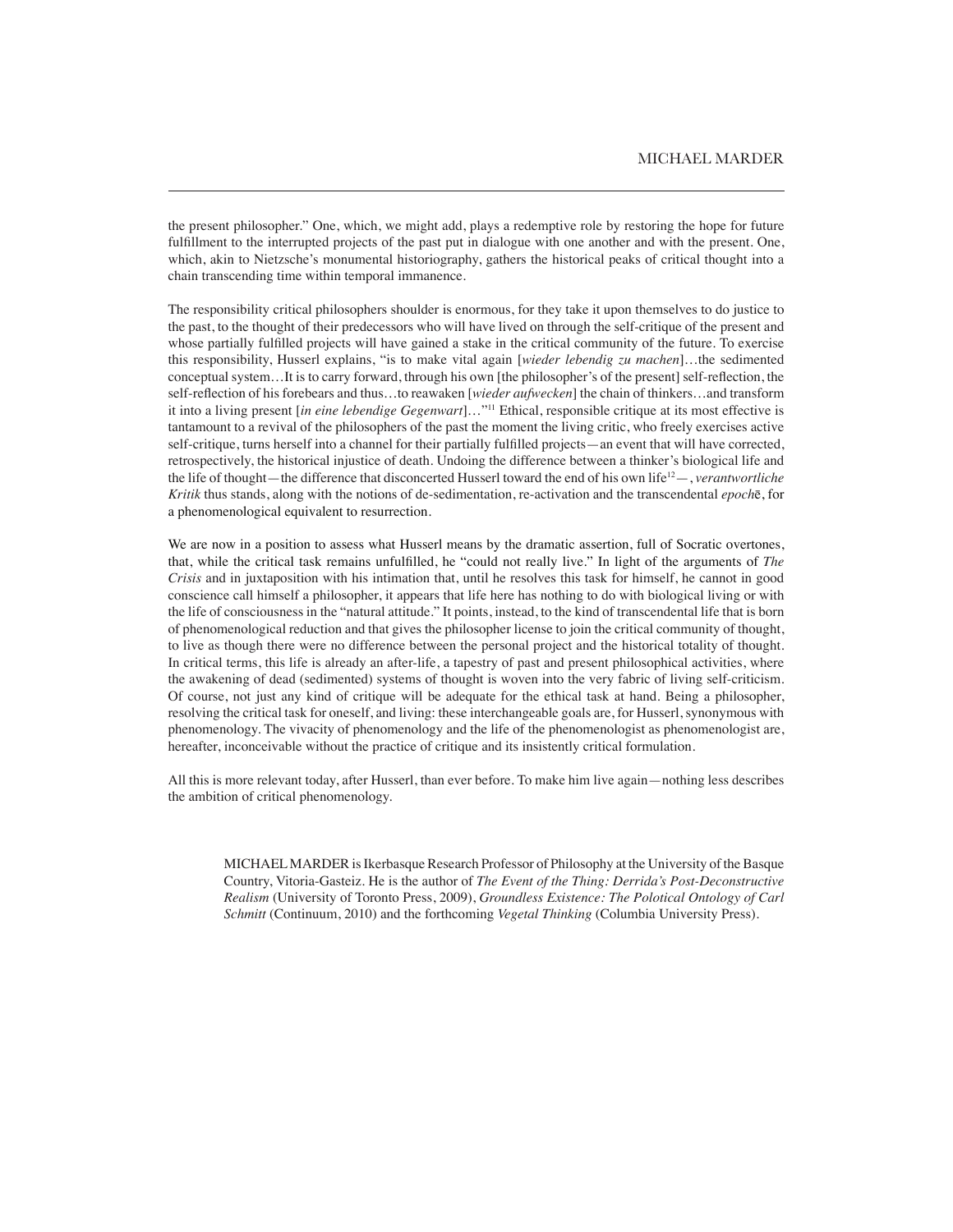the present philosopher." One, which, we might add, plays a redemptive role by restoring the hope for future fulfillment to the interrupted projects of the past put in dialogue with one another and with the present. One, which, akin to Nietzsche's monumental historiography, gathers the historical peaks of critical thought into a chain transcending time within temporal immanence.

The responsibility critical philosophers shoulder is enormous, for they take it upon themselves to do justice to the past, to the thought of their predecessors who will have lived on through the self-critique of the present and whose partially fulfilled projects will have gained a stake in the critical community of the future. To exercise this responsibility, Husserl explains, "is to make vital again [*wieder lebendig zu machen*]…the sedimented conceptual system…It is to carry forward, through his own [the philosopher's of the present] self-reflection, the self-reflection of his forebears and thus…to reawaken [*wieder aufwecken*] the chain of thinkers…and transform it into a living present [*in eine lebendige Gegenwart*]…"[11] Ethical, responsible critique at its most effective is tantamount to a revival of the philosophers of the past the moment the living critic, who freely exercises active self-critique, turns herself into a channel for their partially fulfilled projects—an event that will have corrected, retrospectively, the historical injustice of death. Undoing the difference between a thinker's biological life and the life of thought—the difference that disconcerted Husserl toward the end of his own life[12]—, *verantwortliche Kritik* thus stands, along with the notions of de-sedimentation, re-activation and the transcendental *epochē*, for a phenomenological equivalent to resurrection.

We are now in a position to assess what Husserl means by the dramatic assertion, full of Socratic overtones, that, while the critical task remains unfulfilled, he "could not really live." In light of the arguments of *The Crisis* and in juxtaposition with his intimation that, until he resolves this task for himself, he cannot in good conscience call himself a philosopher, it appears that life here has nothing to do with biological living or with the life of consciousness in the "natural attitude." It points, instead, to the kind of transcendental life that is born of phenomenological reduction and that gives the philosopher license to join the critical community of thought, to live as though there were no difference between the personal project and the historical totality of thought. In critical terms, this life is already an after-life, a tapestry of past and present philosophical activities, where the awakening of dead (sedimented) systems of thought is woven into the very fabric of living self-criticism. Of course, not just any kind of critique will be adequate for the ethical task at hand. Being a philosopher, resolving the critical task for oneself, and living: these interchangeable goals are, for Husserl, synonymous with phenomenology. The vivacity of phenomenology and the life of the phenomenologist as phenomenologist are, hereafter, inconceivable without the practice of critique and its insistently critical formulation.

All this is more relevant today, after Husserl, than ever before. To make him live again—nothing less describes the ambition of critical phenomenology.

MICHAEL MARDER is Ikerbasque Research Professor of Philosophy at the University of the Basque Country, Vitoria-Gasteiz. He is the author of *The Event of the Thing: Derrida's Post-Deconstructive Realism* (University of Toronto Press, 2009), *Groundless Existence: The Polotical Ontology of Carl Schmitt* (Continuum, 2010) and the forthcoming *Vegetal Thinking* (Columbia University Press).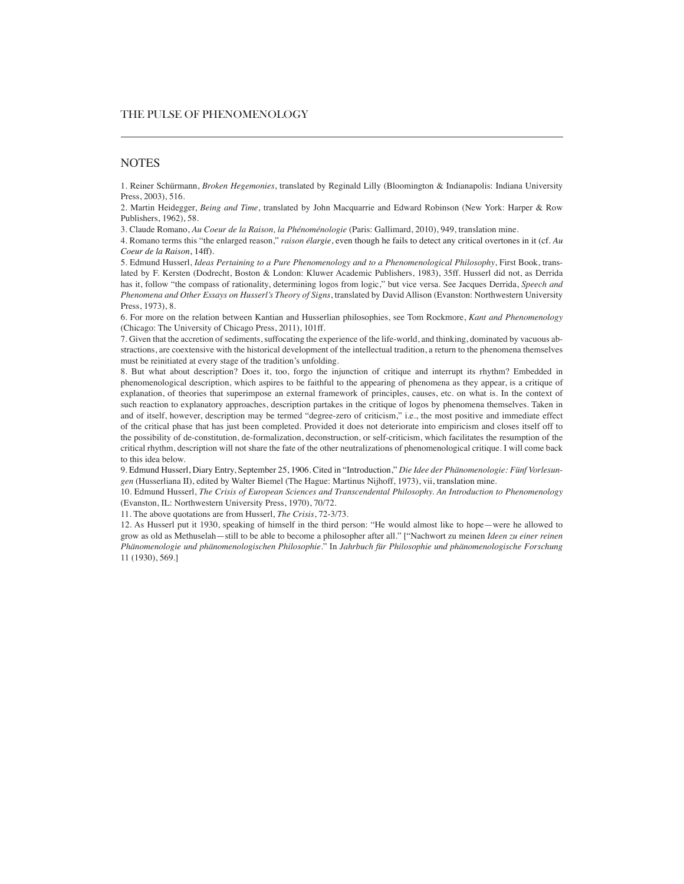## NOTES

1. Reiner Schürmann, *Broken Hegemonies*, translated by Reginald Lilly (Bloomington & Indianapolis: Indiana University Press, 2003), 516.

2. Martin Heidegger, *Being and Time*, translated by John Macquarrie and Edward Robinson (New York: Harper & Row Publishers, 1962), 58.

3. Claude Romano, *Au Coeur de la Raison, la Phénoménologie* (Paris: Gallimard, 2010), 949, translation mine.

4. Romano terms this "the enlarged reason," *raison élargie*, even though he fails to detect any critical overtones in it (cf. *Au Coeur de la Raison*, 14ff).

5. Edmund Husserl, *Ideas Pertaining to a Pure Phenomenology and to a Phenomenological Philosophy*, First Book, translated by F. Kersten (Dodrecht, Boston & London: Kluwer Academic Publishers, 1983), 35ff. Husserl did not, as Derrida has it, follow "the compass of rationality, determining logos from logic," but vice versa. See Jacques Derrida, *Speech and Phenomena and Other Essays on Husserl's Theory of Signs*, translated by David Allison (Evanston: Northwestern University Press, 1973), 8.

6. For more on the relation between Kantian and Husserlian philosophies, see Tom Rockmore, *Kant and Phenomenology* (Chicago: The University of Chicago Press, 2011), 101ff.

7. Given that the accretion of sediments, suffocating the experience of the life-world, and thinking, dominated by vacuous abstractions, are coextensive with the historical development of the intellectual tradition, a return to the phenomena themselves must be reinitiated at every stage of the tradition's unfolding.

8. But what about description? Does it, too, forgo the injunction of critique and interrupt its rhythm? Embedded in phenomenological description, which aspires to be faithful to the appearing of phenomena as they appear, is a critique of explanation, of theories that superimpose an external framework of principles, causes, etc. on what is. In the context of such reaction to explanatory approaches, description partakes in the critique of logos by phenomena themselves. Taken in and of itself, however, description may be termed "degree-zero of criticism," i.e., the most positive and immediate effect of the critical phase that has just been completed. Provided it does not deteriorate into empiricism and closes itself off to the possibility of de-constitution, de-formalization, deconstruction, or self-criticism, which facilitates the resumption of the critical rhythm, description will not share the fate of the other neutralizations of phenomenological critique. I will come back to this idea below.

9. Edmund Husserl, Diary Entry, September 25, 1906. Cited in "Introduction," *Die Idee der Phänomenologie: Fünf Vorlesungen* (Husserliana II), edited by Walter Biemel (The Hague: Martinus Nijhoff, 1973), vii, translation mine.

10. Edmund Husserl, *The Crisis of European Sciences and Transcendental Philosophy. An Introduction to Phenomenology* (Evanston, IL: Northwestern University Press, 1970), 70/72.

11. The above quotations are from Husserl, *The Crisis*, 72-3/73.

12. As Husserl put it 1930, speaking of himself in the third person: "He would almost like to hope—were he allowed to grow as old as Methuselah—still to be able to become a philosopher after all." ["Nachwort zu meinen *Ideen zu einer reinen Phänomenologie und phänomenologischen Philosophie*." In *Jahrbuch für Philosophie und phänomenologische Forschung* 11 (1930), 569.]